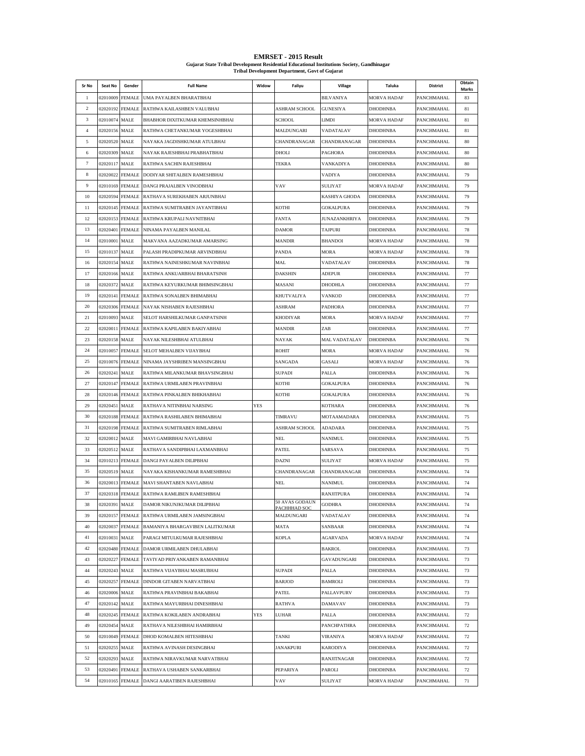# EMRSET - 2015 Result

**Gujarat State Tribal Development Residential Educational Institutions Society, Gandhinagar**

**Tribal Development Department, Govt of Gujarat**

| Sr No | Seat No | Gender | Full Name | Widow | Faliyu | Village | Taluka | District | Obtain Marks |
|---|---|---|---|---|---|---|---|---|---|
| 1 | 02010009 | FEMALE | UMA PAYALBEN BHARATBHAI | | | BILVANIYA | MORVA HADAF | PANCHMAHAL | 83 |
| 2 | 02020192 | FEMALE | RATHWA KAILASHBEN VALUBHAI | | ASHRAM SCHOOL | GUNESIYA | DHODHNBA | PANCHMAHAL | 81 |
| 3 | 02010074 | MALE | BHABHOR DIXITKUMAR KHEMSINHBHAI | | SCHOOL | LIMDI | MORVA HADAF | PANCHMAHAL | 81 |
| 4 | 02020156 | MALE | RATHWA CHETANKUMAR YOGESHBHAI | | MALDUNGARI | VADATALAV | DHODHNBA | PANCHMAHAL | 81 |
| 5 | 02020520 | MALE | NAYAKA JAGDISHKUMAR ATULBHAI | | CHANDRANAGAR | CHANDRANAGAR | DHODHNBA | PANCHMAHAL | 80 |
| 6 | 02020309 | MALE | NAYAK RAJESHBHAI PRABHATBHAI | | DHOLI | PAGHORA | DHODHNBA | PANCHMAHAL | 80 |
| 7 | 02020117 | MALE | RATHWA SACHIN RAJESHBHAI | | TEKRA | VANKADIYA | DHODHNBA | PANCHMAHAL | 80 |
| 8 | 02020022 | FEMALE | DODIYAR SHITALBEN RAMESHBHAI | | | VADIYA | DHODHNBA | PANCHMAHAL | 79 |
| 9 | 02010169 | FEMALE | DANGI PRAJALBEN VINODBHAI | | VAV | SULIYAT | MORVA HADAF | PANCHMAHAL | 79 |
| 10 | 02020594 | FEMALE | RATHAVA SUREKHABEN ARJUNBHAI | | | KASHIYA GHODA | DHODHNBA | PANCHMAHAL | 79 |
| 11 | 02020145 | FEMALE | RATHWA SUMITRABEN JAYANTIBHAI | | KOTHI | GOKALPURA | DHODHNBA | PANCHMAHAL | 79 |
| 12 | 02020153 | FEMALE | RATHWA KRUPALI NAVNITBHAI | | FANTA | JUNAZANKHRIYA | DHODHNBA | PANCHMAHAL | 79 |
| 13 | 02020401 | FEMALE | NINAMA PAYALBEN MANILAL | | DAMOR | TAJPURI | DHODHNBA | PANCHMAHAL | 78 |
| 14 | 02010001 | MALE | MAKVANA AAZADKUMAR AMARSING | | MANDIR | BHANDOI | MORVA HADAF | PANCHMAHAL | 78 |
| 15 | 02010137 | MALE | PALASH PRADIPKUMAR ARVINDBHAI | | PANDA | MORA | MORVA HADAF | PANCHMAHAL | 78 |
| 16 | 02020154 | MALE | RATHWA NAINESHKUMAR NAVINBHAI | | MAL | VADATALAV | DHODHNBA | PANCHMAHAL | 78 |
| 17 | 02020166 | MALE | RATHWA ANKUARBHAI BHARATSINH | | DAKSHIN | ADEPUR | DHODHNBA | PANCHMAHAL | 77 |
| 18 | 02020372 | MALE | RATHWA KEYURKUMAR BHIMSINGBHAI | | MASANI | DHODHLA | DHODHNBA | PANCHMAHAL | 77 |
| 19 | 02020141 | FEMALE | RATHWA SONALBEN BHIMABHAI | | KHUTVALIYA | VANKOD | DHODHNBA | PANCHMAHAL | 77 |
| 20 | 02020306 | FEMALE | NAYAK NISHABEN RAJESHBHAI | | ASHRAM | PADHORA | DHODHNBA | PANCHMAHAL | 77 |
| 21 | 02010093 | MALE | SELOT HARSHILKUMAR GANPATSINH | | KHODIYAR | MORA | MORVA HADAF | PANCHMAHAL | 77 |
| 22 | 02020011 | FEMALE | RATHWA KAPILABEN BAKIYABHAI | | MANDIR | ZAB | DHODHNBA | PANCHMAHAL | 77 |
| 23 | 02020158 | MALE | NAYAK NILESHBHAI ATULBHAI | | NAYAK | MAL VADATALAV | DHODHNBA | PANCHMAHAL | 76 |
| 24 | 02010057 | FEMALE | SELOT MEHALBEN VIJAYBHAI | | ROHIT | MORA | MORVA HADAF | PANCHMAHAL | 76 |
| 25 | 02010076 | FEMALE | NINAMA JAYSHRIBEN MANSINGBHAI | | SANGADA | GASALI | MORVA HADAF | PANCHMAHAL | 76 |
| 26 | 02020241 | MALE | RATHWA MILANKUMAR BHAVSINGBHAI | | SUPADI | PALLA | DHODHNBA | PANCHMAHAL | 76 |
| 27 | 02020147 | FEMALE | RATHWA URMILABEN PRAVINBHAI | | KOTHI | GOKALPURA | DHODHNBA | PANCHMAHAL | 76 |
| 28 | 02020146 | FEMALE | RATHWA PINKALBEN BHIKHABHAI | | KOTHI | GOKALPURA | DHODHNBA | PANCHMAHAL | 76 |
| 29 | 02020451 | MALE | RATHAVA NITINBHAI NARSING | YES | | KOTHARA | DHODHNBA | PANCHMAHAL | 76 |
| 30 | 02020188 | FEMALE | RATHWA RASHILABEN BHIMABHAI | | TIMRAVU | MOTAAMADARA | DHODHNBA | PANCHMAHAL | 75 |
| 31 | 02020198 | FEMALE | RATHWA SUMITRABEN RIMLABHAI | | ASHRAM SCHOOL | ADADARA | DHODHNBA | PANCHMAHAL | 75 |
| 32 | 02020012 | MALE | MAVI GAMIRBHAI NAVLABHAI | | NEL | NANIMUL | DHODHNBA | PANCHMAHAL | 75 |
| 33 | 02020512 | MALE | RATHAVA SANDIPBHAI LAXMANBHAI | | PATEL | SARSAVA | DHODHNBA | PANCHMAHAL | 75 |
| 34 | 02010213 | FEMALE | DANGI PAYALBEN DILIPBHAI | | DAZNI | SULIYAT | MORVA HADAF | PANCHMAHAL | 75 |
| 35 | 02020519 | MALE | NAYAKA KISHANKUMAR RAMESHBHAI | | CHANDRANAGAR | CHANDRANAGAR | DHODHNBA | PANCHMAHAL | 74 |
| 36 | 02020013 | FEMALE | MAVI SHANTABEN NAVLABHAI | | NEL | NANIMUL | DHODHNBA | PANCHMAHAL | 74 |
| 37 | 02020318 | FEMALE | RATHWA RAMLIBEN RAMESHBHAI | | | RANJITPURA | DHODHNBA | PANCHMAHAL | 74 |
| 38 | 02020391 | MALE | DAMOR NIKUNJKUMAR DILIPBHAI | | 50 AVAS GODAUN PACHHHAD SOC | GODHRA | DHODHNBA | PANCHMAHAL | 74 |
| 39 | 02020157 | FEMALE | RATHWA URMILABEN JAMSINGBHAI | | MALDUNGARI | VADATALAV | DHODHNBA | PANCHMAHAL | 74 |
| 40 | 02020037 | FEMALE | BAMANIYA BHARGAVIBEN LALITKUMAR | | MATA | SANBAAR | DHODHNBA | PANCHMAHAL | 74 |
| 41 | 02010031 | MALE | PARAGI MITULKUMAR RAJESHBHAI | | KOPLA | AGARVADA | MORVA HADAF | PANCHMAHAL | 74 |
| 42 | 02020480 | FEMALE | DAMOR URMILABEN DHULABHAI | | | BAKROL | DHODHNBA | PANCHMAHAL | 73 |
| 43 | 02020227 | FEMALE | TAVIYAD PRIYANKABEN RAMANBHAI | | | GAVADUNGARI | DHODHNBA | PANCHMAHAL | 73 |
| 44 | 02020243 | MALE | RATHWA VIJAYBHAI MASRUBHAI | | SUPADI | PALLA | DHODHNBA | PANCHMAHAL | 73 |
| 45 | 02020257 | FEMALE | DINDOR GITABEN NARVATBHAI | | BARJOD | BAMROLI | DHODHNBA | PANCHMAHAL | 73 |
| 46 | 02020006 | MALE | RATHWA PRAVINBHAI BAKABHAI | | PATEL | PALLAVPURV | DHODHNBA | PANCHMAHAL | 73 |
| 47 | 02020142 | MALE | RATHWA MAYURBHAI DINESHBHAI | | RATHVA | DAMAVAV | DHODHNBA | PANCHMAHAL | 73 |
| 48 | 02020245 | FEMALE | RATHWA KOKILABEN ANDRABHAI | YES | LUHAR | PALLA | DHODHNBA | PANCHMAHAL | 72 |
| 49 | 02020454 | MALE | RATHAVA NILESHBHAI HAMIRBHAI | | | PANCHPATHRA | DHODHNBA | PANCHMAHAL | 72 |
| 50 | 02010049 | FEMALE | DHOD KOMALBEN HITESHBHAI | | TANKI | VIRANIYA | MORVA HADAF | PANCHMAHAL | 72 |
| 51 | 02020255 | MALE | RATHWA AVINASH DESINGBHAI | | JANAKPURI | KARODIYA | DHODHNBA | PANCHMAHAL | 72 |
| 52 | 02020293 | MALE | RATHWA NIRAVKUMAR NARVATBHAI | | | RANJITNAGAR | DHODHNBA | PANCHMAHAL | 72 |
| 53 | 02020491 | FEMALE | RATHAVA USHABEN SANKARBHAI | | PEPARIYA | PAROLI | DHODHNBA | PANCHMAHAL | 72 |
| 54 | 02010165 | FEMALE | DANGI AARATIBEN RAJESHBHAI | | VAV | SULIYAT | MORVA HADAF | PANCHMAHAL | 71 |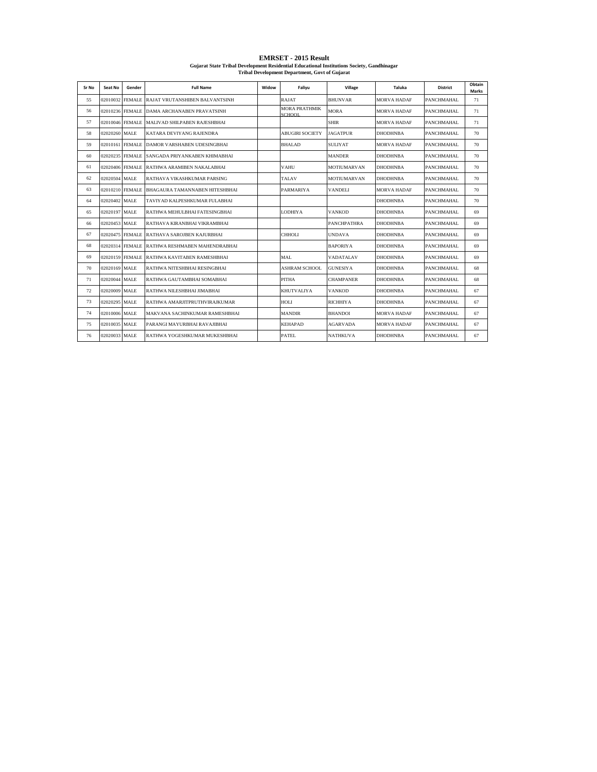# EMRSET - 2015 Result

**Gujarat State Tribal Development Residential Educational Institutions Society, Gandhinagar**

**Tribal Development Department, Govt of Gujarat**

| Sr No | Seat No | Gender | Full Name | Widow | Faliyu | Village | Taluka | District | Obtain Marks |
|---|---|---|---|---|---|---|---|---|---|
| 55 | 02010032 | FEMALE | RAJAT VRUTANSHIBEN BALVANTSINH | | RAJAT | BHUNVAR | MORVA HADAF | PANCHMAHAL | 71 |
| 56 | 02010236 | FEMALE | DAMA ARCHANABEN PRAVATSINH | | MORA PRATHMIK SCHOOL | MORA | MORVA HADAF | PANCHMAHAL | 71 |
| 57 | 02010046 | FEMALE | MALIVAD SHILPABEN RAJESHBHAI | | | SHIR | MORVA HADAF | PANCHMAHAL | 71 |
| 58 | 02020260 | MALE | KATARA DEVIYANG RAJENDRA | | ABUGIRI SOCIETY | JAGATPUR | DHODHNBA | PANCHMAHAL | 70 |
| 59 | 02010161 | FEMALE | DAMOR VARSHABEN UDESINGBHAI | | BHALAD | SULIYAT | MORVA HADAF | PANCHMAHAL | 70 |
| 60 | 02020235 | FEMALE | SANGADA PRIYANKABEN KHIMABHAI | | | MANDER | DHODHNBA | PANCHMAHAL | 70 |
| 61 | 02020406 | FEMALE | RATHWA ARAMIBEN NAKALABHAI | | VAHU | MOTIUMARVAN | DHODHNBA | PANCHMAHAL | 70 |
| 62 | 02020504 | MALE | RATHAVA VIKASHKUMAR PARSING | | TALAV | MOTIUMARVAN | DHODHNBA | PANCHMAHAL | 70 |
| 63 | 02010210 | FEMALE | BHAGAURA TAMANNABEN HITESHBHAI | | PARMARIYA | VANDELI | MORVA HADAF | PANCHMAHAL | 70 |
| 64 | 02020402 | MALE | TAVIYAD KALPESHKUMAR FULABHAI | | | | DHODHNBA | PANCHMAHAL | 70 |
| 65 | 02020197 | MALE | RATHWA MEHULBHAI FATESINGBHAI | | LODHIYA | VANKOD | DHODHNBA | PANCHMAHAL | 69 |
| 66 | 02020453 | MALE | RATHAVA KIRANBHAI VIKRAMBHAI | | | PANCHPATHRA | DHODHNBA | PANCHMAHAL | 69 |
| 67 | 02020475 | FEMALE | RATHAVA SAROJBEN KAJURBHAI | | CHHOLI | UNDAVA | DHODHNBA | PANCHMAHAL | 69 |
| 68 | 02020314 | FEMALE | RATHWA RESHMABEN MAHENDRABHAI | | | BAPORIYA | DHODHNBA | PANCHMAHAL | 69 |
| 69 | 02020159 | FEMALE | RATHWA KAVITABEN RAMESHBHAI | | MAL | VADATALAV | DHODHNBA | PANCHMAHAL | 69 |
| 70 | 02020169 | MALE | RATHWA NITESHBHAI RESINGBHAI | | ASHRAM SCHOOL | GUNESIYA | DHODHNBA | PANCHMAHAL | 68 |
| 71 | 02020044 | MALE | RATHWA GAUTAMBHAI SOMABHAI | | PITHA | CHAMPANER | DHODHNBA | PANCHMAHAL | 68 |
| 72 | 02020009 | MALE | RATHWA NILESHBHAI JIMABHAI | | KHUTVALIYA | VANKOD | DHODHNBA | PANCHMAHAL | 67 |
| 73 | 02020295 | MALE | RATHWA AMARJITPRUTHVIRAJKUMAR | | HOLI | RICHHIYA | DHODHNBA | PANCHMAHAL | 67 |
| 74 | 02010006 | MALE | MAKVANA SACHINKUMAR RAMESHBHAI | | MANDIR | BHANDOI | MORVA HADAF | PANCHMAHAL | 67 |
| 75 | 02010035 | MALE | PARANGI MAYURBHAI RAVAJIBHAI | | KEHAPAD | AGARVADA | MORVA HADAF | PANCHMAHAL | 67 |
| 76 | 02020033 | MALE | RATHWA YOGESHKUMAR MUKESHBHAI | | PATEL | NATHKUVA | DHODHNBA | PANCHMAHAL | 67 |